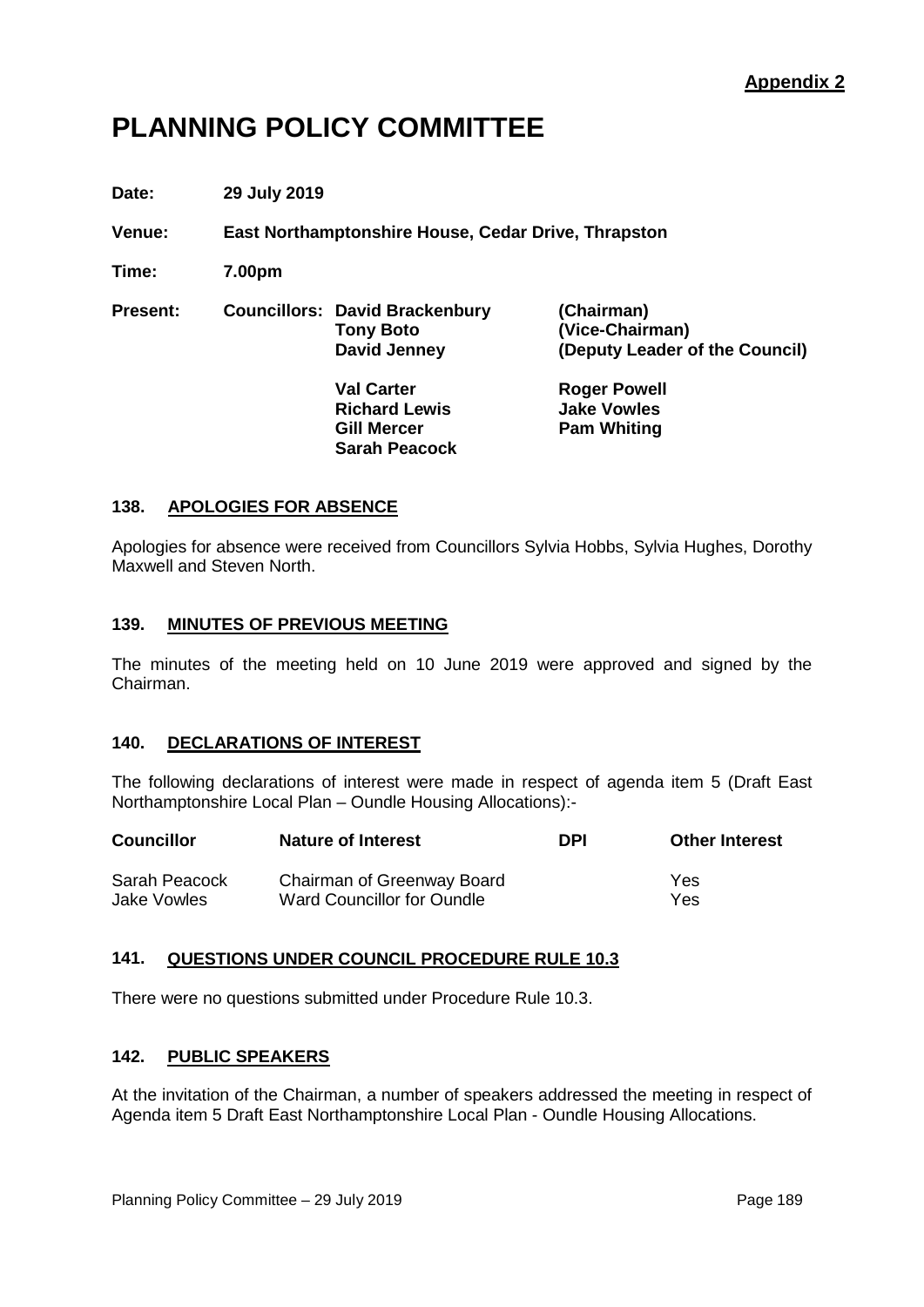**Appendix 2**

# PLANNING POLICY COMMITTEE

**Date:** **29 July 2019**

**Venue:** **East Northamptonshire House, Cedar Drive, Thrapston**

**Time:** **7.00pm**

**Present:** **Councillors:**

| | |
|---|---|
| **David Brackenbury** | **(Chairman)** |
| **Tony Boto** | **(Vice-Chairman)** |
| **David Jenney** | **(Deputy Leader of the Council)** |
| **Val Carter** | **Roger Powell** |
| **Richard Lewis** | **Jake Vowles** |
| **Gill Mercer** | **Pam Whiting** |
| **Sarah Peacock** | |

## 138. APOLOGIES FOR ABSENCE

Apologies for absence were received from Councillors Sylvia Hobbs, Sylvia Hughes, Dorothy Maxwell and Steven North.

## 139. MINUTES OF PREVIOUS MEETING

The minutes of the meeting held on 10 June 2019 were approved and signed by the Chairman.

## 140. DECLARATIONS OF INTEREST

The following declarations of interest were made in respect of agenda item 5 (Draft East Northamptonshire Local Plan – Oundle Housing Allocations):-

| Councillor | Nature of Interest | DPI | Other Interest |
|---|---|---|---|
| Sarah Peacock | Chairman of Greenway Board | | Yes |
| Jake Vowles | Ward Councillor for Oundle | | Yes |

## 141. QUESTIONS UNDER COUNCIL PROCEDURE RULE 10.3

There were no questions submitted under Procedure Rule 10.3.

## 142. PUBLIC SPEAKERS

At the invitation of the Chairman, a number of speakers addressed the meeting in respect of Agenda item 5 Draft East Northamptonshire Local Plan - Oundle Housing Allocations.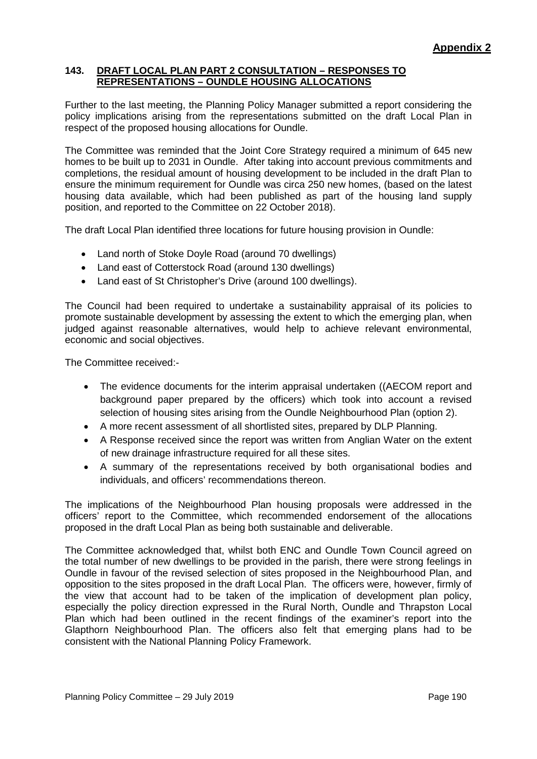**Appendix 2**

## 143. DRAFT LOCAL PLAN PART 2 CONSULTATION – RESPONSES TO REPRESENTATIONS – OUNDLE HOUSING ALLOCATIONS

Further to the last meeting, the Planning Policy Manager submitted a report considering the policy implications arising from the representations submitted on the draft Local Plan in respect of the proposed housing allocations for Oundle.

The Committee was reminded that the Joint Core Strategy required a minimum of 645 new homes to be built up to 2031 in Oundle. After taking into account previous commitments and completions, the residual amount of housing development to be included in the draft Plan to ensure the minimum requirement for Oundle was circa 250 new homes, (based on the latest housing data available, which had been published as part of the housing land supply position, and reported to the Committee on 22 October 2018).

The draft Local Plan identified three locations for future housing provision in Oundle:

- Land north of Stoke Doyle Road (around 70 dwellings)
- Land east of Cotterstock Road (around 130 dwellings)
- Land east of St Christopher's Drive (around 100 dwellings).

The Council had been required to undertake a sustainability appraisal of its policies to promote sustainable development by assessing the extent to which the emerging plan, when judged against reasonable alternatives, would help to achieve relevant environmental, economic and social objectives.

The Committee received:-

- The evidence documents for the interim appraisal undertaken ((AECOM report and background paper prepared by the officers) which took into account a revised selection of housing sites arising from the Oundle Neighbourhood Plan (option 2).
- A more recent assessment of all shortlisted sites, prepared by DLP Planning.
- A Response received since the report was written from Anglian Water on the extent of new drainage infrastructure required for all these sites.
- A summary of the representations received by both organisational bodies and individuals, and officers' recommendations thereon.

The implications of the Neighbourhood Plan housing proposals were addressed in the officers' report to the Committee, which recommended endorsement of the allocations proposed in the draft Local Plan as being both sustainable and deliverable.

The Committee acknowledged that, whilst both ENC and Oundle Town Council agreed on the total number of new dwellings to be provided in the parish, there were strong feelings in Oundle in favour of the revised selection of sites proposed in the Neighbourhood Plan, and opposition to the sites proposed in the draft Local Plan. The officers were, however, firmly of the view that account had to be taken of the implication of development plan policy, especially the policy direction expressed in the Rural North, Oundle and Thrapston Local Plan which had been outlined in the recent findings of the examiner's report into the Glapthorn Neighbourhood Plan. The officers also felt that emerging plans had to be consistent with the National Planning Policy Framework.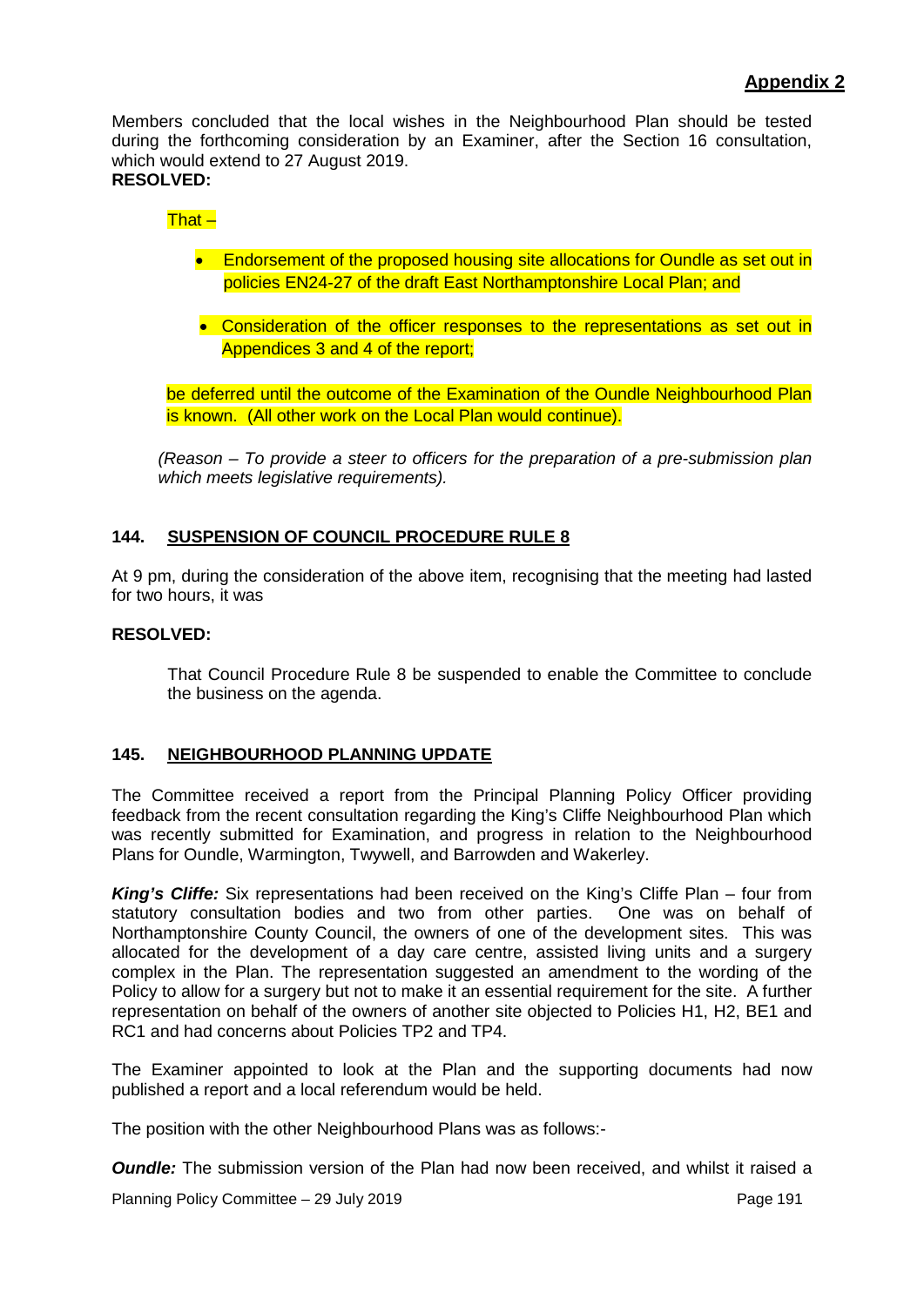**Appendix 2**

Members concluded that the local wishes in the Neighbourhood Plan should be tested during the forthcoming consideration by an Examiner, after the Section 16 consultation, which would extend to 27 August 2019.

**RESOLVED:**

That –

- Endorsement of the proposed housing site allocations for Oundle as set out in policies EN24-27 of the draft East Northamptonshire Local Plan; and

- Consideration of the officer responses to the representations as set out in Appendices 3 and 4 of the report;

be deferred until the outcome of the Examination of the Oundle Neighbourhood Plan is known. (All other work on the Local Plan would continue).

*(Reason – To provide a steer to officers for the preparation of a pre-submission plan which meets legislative requirements).*

## 144. SUSPENSION OF COUNCIL PROCEDURE RULE 8

At 9 pm, during the consideration of the above item, recognising that the meeting had lasted for two hours, it was

**RESOLVED:**

That Council Procedure Rule 8 be suspended to enable the Committee to conclude the business on the agenda.

## 145. NEIGHBOURHOOD PLANNING UPDATE

The Committee received a report from the Principal Planning Policy Officer providing feedback from the recent consultation regarding the King's Cliffe Neighbourhood Plan which was recently submitted for Examination, and progress in relation to the Neighbourhood Plans for Oundle, Warmington, Twywell, and Barrowden and Wakerley.

***King's Cliffe:*** Six representations had been received on the King's Cliffe Plan – four from statutory consultation bodies and two from other parties. One was on behalf of Northamptonshire County Council, the owners of one of the development sites. This was allocated for the development of a day care centre, assisted living units and a surgery complex in the Plan. The representation suggested an amendment to the wording of the Policy to allow for a surgery but not to make it an essential requirement for the site. A further representation on behalf of the owners of another site objected to Policies H1, H2, BE1 and RC1 and had concerns about Policies TP2 and TP4.

The Examiner appointed to look at the Plan and the supporting documents had now published a report and a local referendum would be held.

The position with the other Neighbourhood Plans was as follows:-

***Oundle:*** The submission version of the Plan had now been received, and whilst it raised a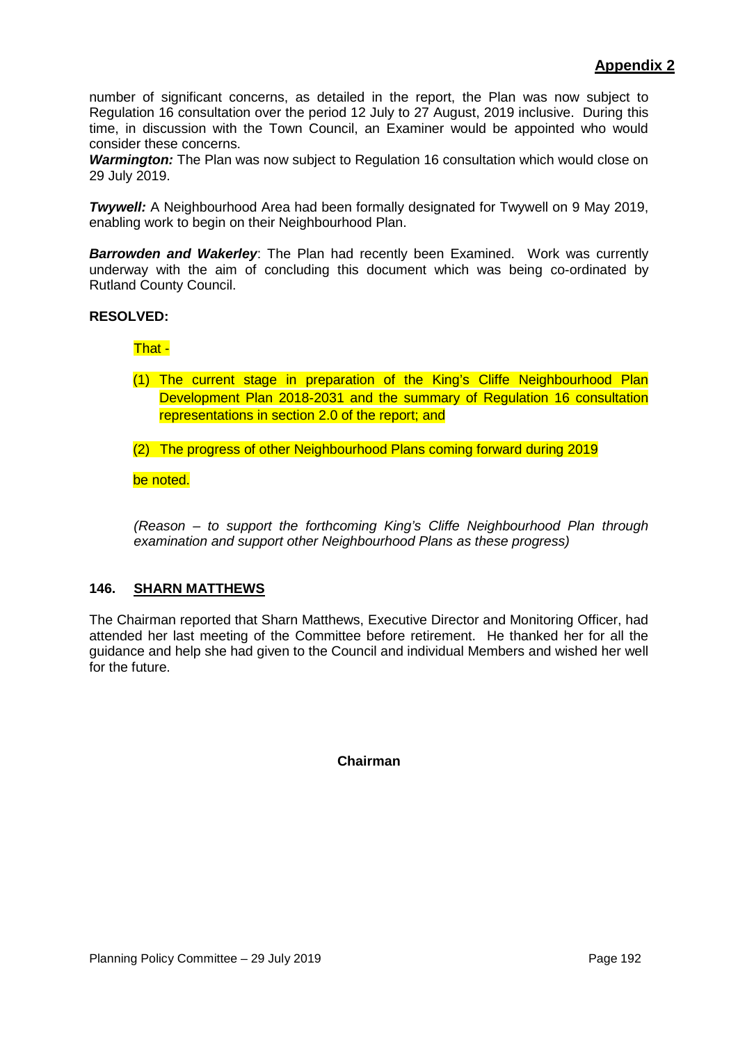**Appendix 2**

number of significant concerns, as detailed in the report, the Plan was now subject to Regulation 16 consultation over the period 12 July to 27 August, 2019 inclusive. During this time, in discussion with the Town Council, an Examiner would be appointed who would consider these concerns.

***Warmington:*** The Plan was now subject to Regulation 16 consultation which would close on 29 July 2019.

***Twywell:*** A Neighbourhood Area had been formally designated for Twywell on 9 May 2019, enabling work to begin on their Neighbourhood Plan.

***Barrowden and Wakerley***: The Plan had recently been Examined. Work was currently underway with the aim of concluding this document which was being co-ordinated by Rutland County Council.

**RESOLVED:**

That -

(1) The current stage in preparation of the King's Cliffe Neighbourhood Plan Development Plan 2018-2031 and the summary of Regulation 16 consultation representations in section 2.0 of the report; and

(2) The progress of other Neighbourhood Plans coming forward during 2019

be noted.

*(Reason – to support the forthcoming King's Cliffe Neighbourhood Plan through examination and support other Neighbourhood Plans as these progress)*

**146. SHARN MATTHEWS**

The Chairman reported that Sharn Matthews, Executive Director and Monitoring Officer, had attended her last meeting of the Committee before retirement. He thanked her for all the guidance and help she had given to the Council and individual Members and wished her well for the future.

**Chairman**